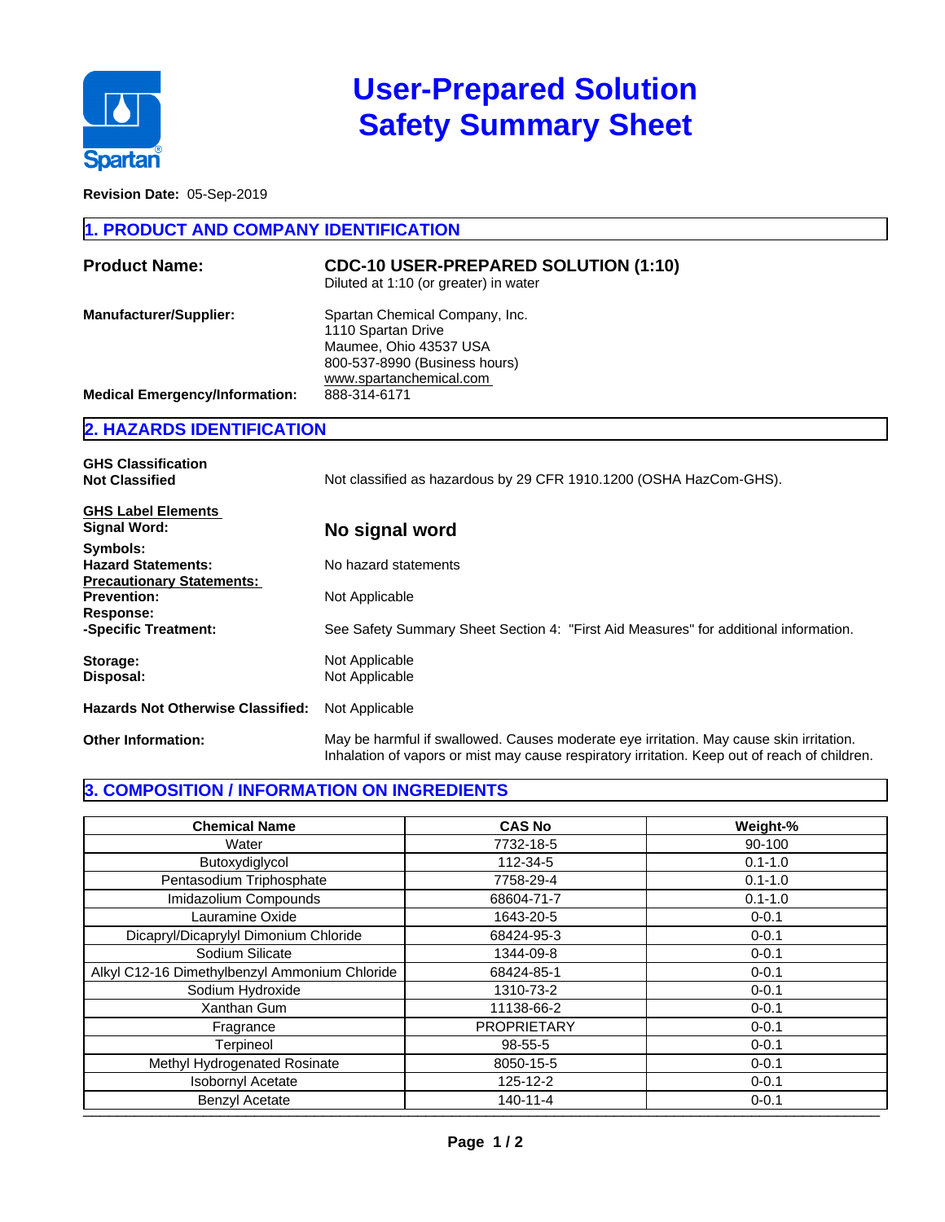# User-Prepared Solution Safety Summary Sheet

**Revision Date:** 05-Sep-2019

## 1. PRODUCT AND COMPANY IDENTIFICATION

**Product Name:** **CDC-10 USER-PREPARED SOLUTION (1:10)**
Diluted at 1:10 (or greater) in water

**Manufacturer/Supplier:**
Spartan Chemical Company, Inc.
1110 Spartan Drive
Maumee, Ohio 43537 USA
800-537-8990 (Business hours)
www.spartanchemical.com

**Medical Emergency/Information:** 888-314-6171

## 2. HAZARDS IDENTIFICATION

**GHS Classification**
**Not Classified** — Not classified as hazardous by 29 CFR 1910.1200 (OSHA HazCom-GHS).

**GHS Label Elements**
**Signal Word:** **No signal word**
**Symbols:**
**Hazard Statements:** No hazard statements
**Precautionary Statements:**
**Prevention:** Not Applicable
**Response:**
**-Specific Treatment:** See Safety Summary Sheet Section 4: "First Aid Measures" for additional information.

**Storage:** Not Applicable
**Disposal:** Not Applicable

**Hazards Not Otherwise Classified:** Not Applicable

**Other Information:** May be harmful if swallowed. Causes moderate eye irritation. May cause skin irritation. Inhalation of vapors or mist may cause respiratory irritation. Keep out of reach of children.

## 3. COMPOSITION / INFORMATION ON INGREDIENTS

| Chemical Name | CAS No | Weight-% |
|---|---|---|
| Water | 7732-18-5 | 90-100 |
| Butoxydiglycol | 112-34-5 | 0.1-1.0 |
| Pentasodium Triphosphate | 7758-29-4 | 0.1-1.0 |
| Imidazolium Compounds | 68604-71-7 | 0.1-1.0 |
| Lauramine Oxide | 1643-20-5 | 0-0.1 |
| Dicapryl/Dicaprylyl Dimonium Chloride | 68424-95-3 | 0-0.1 |
| Sodium Silicate | 1344-09-8 | 0-0.1 |
| Alkyl C12-16 Dimethylbenzyl Ammonium Chloride | 68424-85-1 | 0-0.1 |
| Sodium Hydroxide | 1310-73-2 | 0-0.1 |
| Xanthan Gum | 11138-66-2 | 0-0.1 |
| Fragrance | PROPRIETARY | 0-0.1 |
| Terpineol | 98-55-5 | 0-0.1 |
| Methyl Hydrogenated Rosinate | 8050-15-5 | 0-0.1 |
| Isobornyl Acetate | 125-12-2 | 0-0.1 |
| Benzyl Acetate | 140-11-4 | 0-0.1 |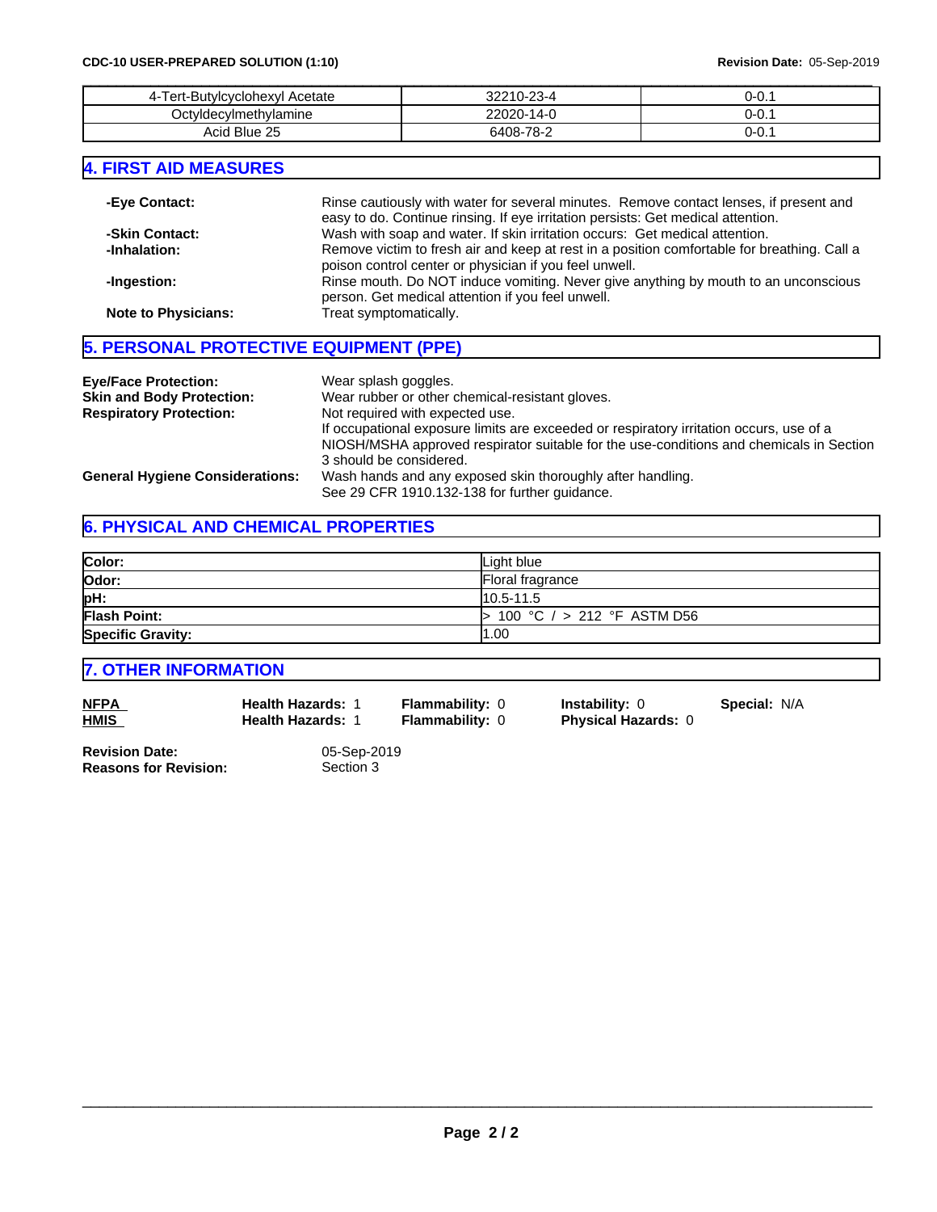| | | |
|---|---|---|
| 4-Tert-Butylcyclohexyl Acetate | 32210-23-4 | 0-0.1 |
| Octyldecylmethylamine | 22020-14-0 | 0-0.1 |
| Acid Blue 25 | 6408-78-2 | 0-0.1 |

## 4. FIRST AID MEASURES

**-Eye Contact:** Rinse cautiously with water for several minutes. Remove contact lenses, if present and easy to do. Continue rinsing. If eye irritation persists: Get medical attention.

**-Skin Contact:** Wash with soap and water. If skin irritation occurs: Get medical attention.

**-Inhalation:** Remove victim to fresh air and keep at rest in a position comfortable for breathing. Call a poison control center or physician if you feel unwell.

**-Ingestion:** Rinse mouth. Do NOT induce vomiting. Never give anything by mouth to an unconscious person. Get medical attention if you feel unwell.

**Note to Physicians:** Treat symptomatically.

## 5. PERSONAL PROTECTIVE EQUIPMENT (PPE)

**Eye/Face Protection:** Wear splash goggles.

**Skin and Body Protection:** Wear rubber or other chemical-resistant gloves.

**Respiratory Protection:** Not required with expected use.
If occupational exposure limits are exceeded or respiratory irritation occurs, use of a NIOSH/MSHA approved respirator suitable for the use-conditions and chemicals in Section 3 should be considered.

**General Hygiene Considerations:** Wash hands and any exposed skin thoroughly after handling.
See 29 CFR 1910.132-138 for further guidance.

## 6. PHYSICAL AND CHEMICAL PROPERTIES

| | |
|---|---|
| **Color:** | Light blue |
| **Odor:** | Floral fragrance |
| **pH:** | 10.5-11.5 |
| **Flash Point:** | > 100 °C / > 212 °F ASTM D56 |
| **Specific Gravity:** | 1.00 |

## 7. OTHER INFORMATION

| | | | | |
|---|---|---|---|---|
| **NFPA** | **Health Hazards:** 1 | **Flammability:** 0 | **Instability:** 0 | **Special:** N/A |
| **HMIS** | **Health Hazards:** 1 | **Flammability:** 0 | **Physical Hazards:** 0 | |

**Revision Date:** 05-Sep-2019

**Reasons for Revision:** Section 3